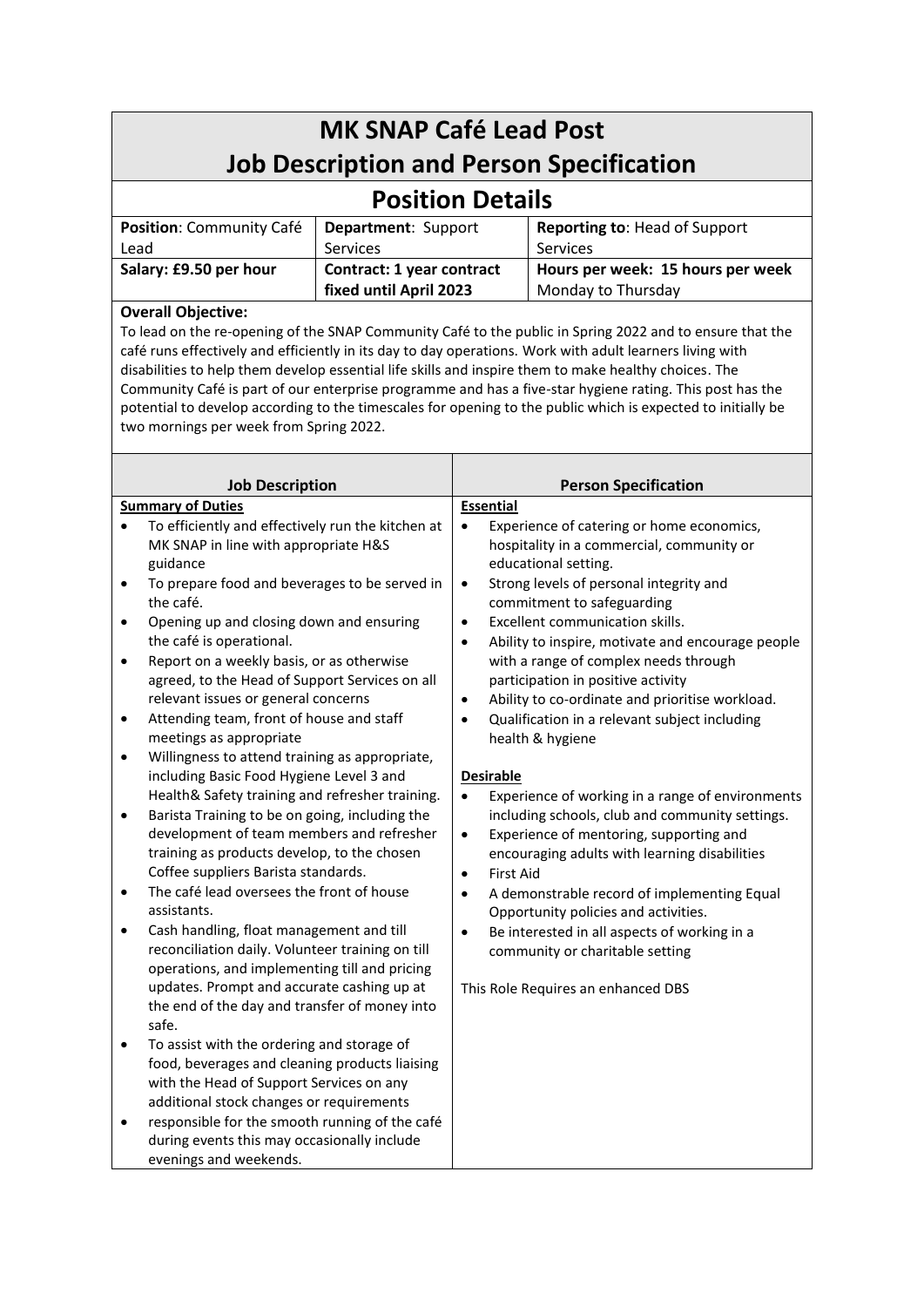# MK SNAP Café Lead Post
# Job Description and Person Specification

## Position Details

| **Position**: Community Café Lead | **Department**: Support Services | **Reporting to**: Head of Support Services |
|---|---|---|
| **Salary: £9.50 per hour** | **Contract: 1 year contract fixed until April 2023** | **Hours per week: 15 hours per week** Monday to Thursday |

**Overall Objective:**

To lead on the re-opening of the SNAP Community Café to the public in Spring 2022 and to ensure that the café runs effectively and efficiently in its day to day operations. Work with adult learners living with disabilities to help them develop essential life skills and inspire them to make healthy choices. The Community Café is part of our enterprise programme and has a five-star hygiene rating. This post has the potential to develop according to the timescales for opening to the public which is expected to initially be two mornings per week from Spring 2022.

## Job Description

**Summary of Duties**

- To efficiently and effectively run the kitchen at MK SNAP in line with appropriate H&S guidance
- To prepare food and beverages to be served in the café.
- Opening up and closing down and ensuring the café is operational.
- Report on a weekly basis, or as otherwise agreed, to the Head of Support Services on all relevant issues or general concerns
- Attending team, front of house and staff meetings as appropriate
- Willingness to attend training as appropriate, including Basic Food Hygiene Level 3 and Health& Safety training and refresher training.
- Barista Training to be on going, including the development of team members and refresher training as products develop, to the chosen Coffee suppliers Barista standards.
- The café lead oversees the front of house assistants.
- Cash handling, float management and till reconciliation daily. Volunteer training on till operations, and implementing till and pricing updates. Prompt and accurate cashing up at the end of the day and transfer of money into safe.
- To assist with the ordering and storage of food, beverages and cleaning products liaising with the Head of Support Services on any additional stock changes or requirements
- responsible for the smooth running of the café during events this may occasionally include evenings and weekends.

## Person Specification

**Essential**

- Experience of catering or home economics, hospitality in a commercial, community or educational setting.
- Strong levels of personal integrity and commitment to safeguarding
- Excellent communication skills.
- Ability to inspire, motivate and encourage people with a range of complex needs through participation in positive activity
- Ability to co-ordinate and prioritise workload.
- Qualification in a relevant subject including health & hygiene

**Desirable**

- Experience of working in a range of environments including schools, club and community settings.
- Experience of mentoring, supporting and encouraging adults with learning disabilities
- First Aid
- A demonstrable record of implementing Equal Opportunity policies and activities.
- Be interested in all aspects of working in a community or charitable setting

This Role Requires an enhanced DBS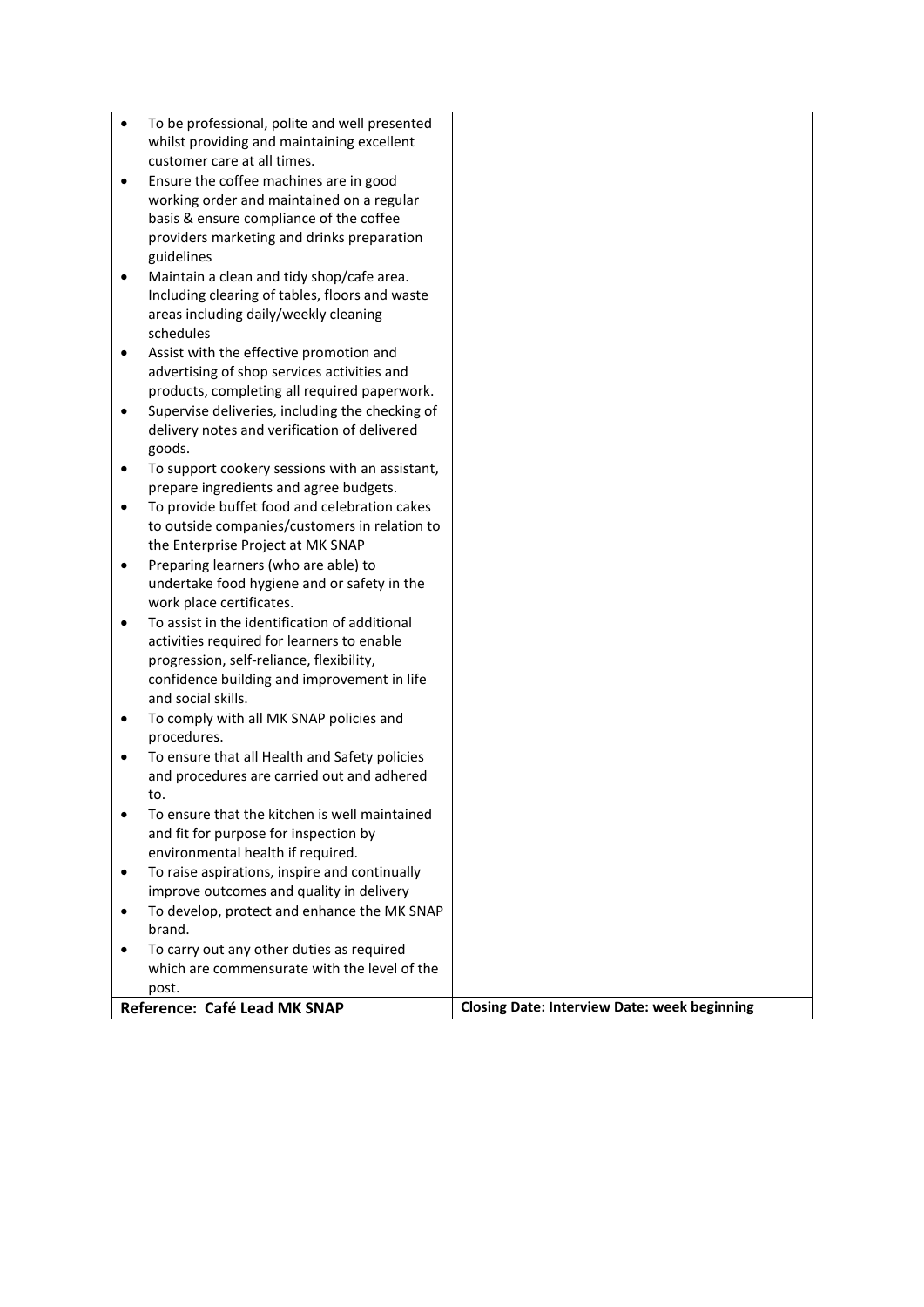| | |
|---|---|
| • To be professional, polite and well presented whilst providing and maintaining excellent customer care at all times.<br>• Ensure the coffee machines are in good working order and maintained on a regular basis & ensure compliance of the coffee providers marketing and drinks preparation guidelines<br>• Maintain a clean and tidy shop/cafe area. Including clearing of tables, floors and waste areas including daily/weekly cleaning schedules<br>• Assist with the effective promotion and advertising of shop services activities and products, completing all required paperwork.<br>• Supervise deliveries, including the checking of delivery notes and verification of delivered goods.<br>• To support cookery sessions with an assistant, prepare ingredients and agree budgets.<br>• To provide buffet food and celebration cakes to outside companies/customers in relation to the Enterprise Project at MK SNAP<br>• Preparing learners (who are able) to undertake food hygiene and or safety in the work place certificates.<br>• To assist in the identification of additional activities required for learners to enable progression, self-reliance, flexibility, confidence building and improvement in life and social skills.<br>• To comply with all MK SNAP policies and procedures.<br>• To ensure that all Health and Safety policies and procedures are carried out and adhered to.<br>• To ensure that the kitchen is well maintained and fit for purpose for inspection by environmental health if required.<br>• To raise aspirations, inspire and continually improve outcomes and quality in delivery<br>• To develop, protect and enhance the MK SNAP brand.<br>• To carry out any other duties as required which are commensurate with the level of the post. | |
| **Reference: Café Lead MK SNAP** | **Closing Date: Interview Date: week beginning** |